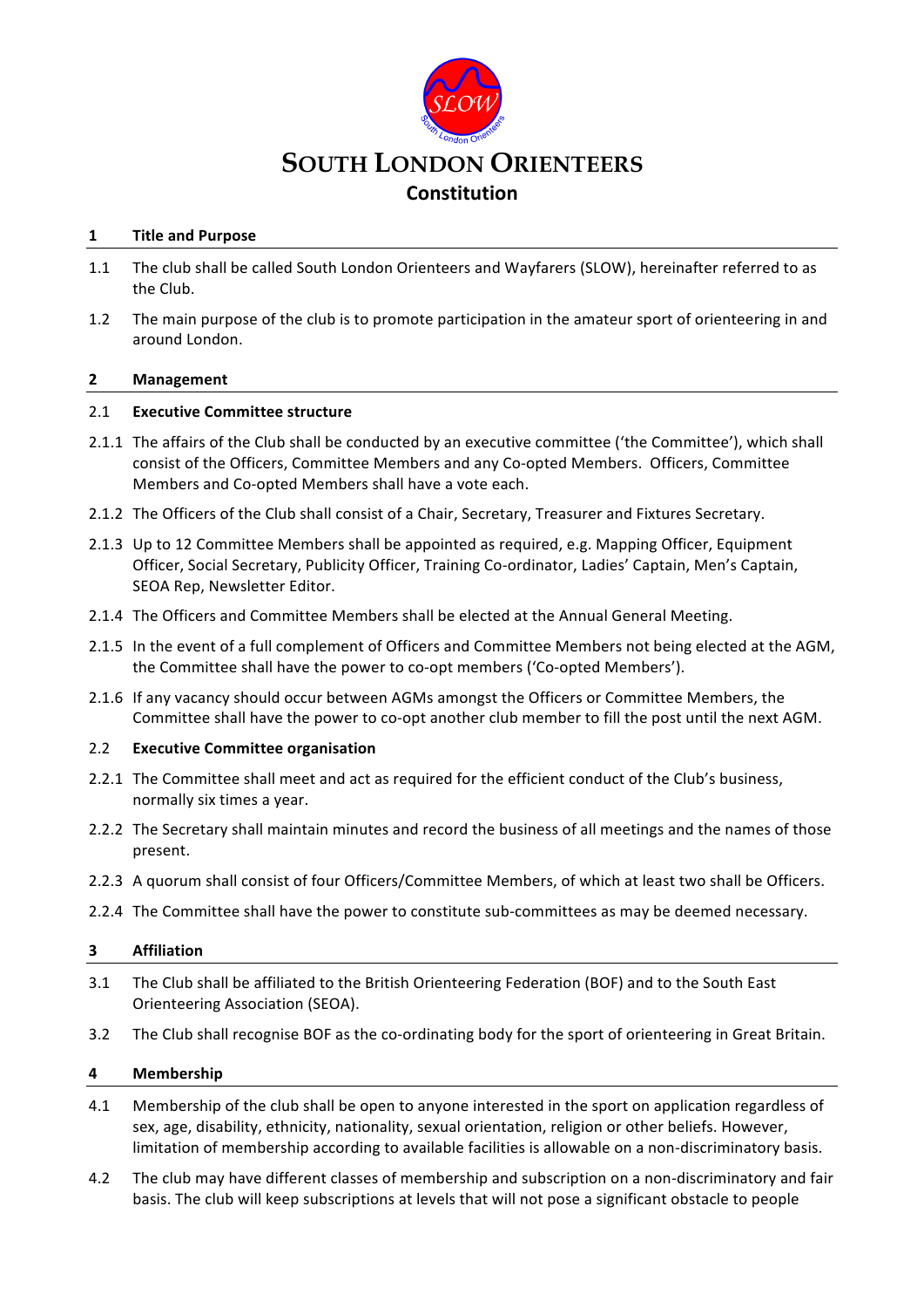# SOUTH LONDON ORIENTEERS

## Constitution

### 1 Title and Purpose

1.1 The club shall be called South London Orienteers and Wayfarers (SLOW), hereinafter referred to as the Club.

1.2 The main purpose of the club is to promote participation in the amateur sport of orienteering in and around London.

### 2 Management

**2.1 Executive Committee structure**

2.1.1 The affairs of the Club shall be conducted by an executive committee ('the Committee'), which shall consist of the Officers, Committee Members and any Co-opted Members. Officers, Committee Members and Co-opted Members shall have a vote each.

2.1.2 The Officers of the Club shall consist of a Chair, Secretary, Treasurer and Fixtures Secretary.

2.1.3 Up to 12 Committee Members shall be appointed as required, e.g. Mapping Officer, Equipment Officer, Social Secretary, Publicity Officer, Training Co-ordinator, Ladies' Captain, Men's Captain, SEOA Rep, Newsletter Editor.

2.1.4 The Officers and Committee Members shall be elected at the Annual General Meeting.

2.1.5 In the event of a full complement of Officers and Committee Members not being elected at the AGM, the Committee shall have the power to co-opt members ('Co-opted Members').

2.1.6 If any vacancy should occur between AGMs amongst the Officers or Committee Members, the Committee shall have the power to co-opt another club member to fill the post until the next AGM.

**2.2 Executive Committee organisation**

2.2.1 The Committee shall meet and act as required for the efficient conduct of the Club's business, normally six times a year.

2.2.2 The Secretary shall maintain minutes and record the business of all meetings and the names of those present.

2.2.3 A quorum shall consist of four Officers/Committee Members, of which at least two shall be Officers.

2.2.4 The Committee shall have the power to constitute sub-committees as may be deemed necessary.

### 3 Affiliation

3.1 The Club shall be affiliated to the British Orienteering Federation (BOF) and to the South East Orienteering Association (SEOA).

3.2 The Club shall recognise BOF as the co-ordinating body for the sport of orienteering in Great Britain.

### 4 Membership

4.1 Membership of the club shall be open to anyone interested in the sport on application regardless of sex, age, disability, ethnicity, nationality, sexual orientation, religion or other beliefs. However, limitation of membership according to available facilities is allowable on a non-discriminatory basis.

4.2 The club may have different classes of membership and subscription on a non-discriminatory and fair basis. The club will keep subscriptions at levels that will not pose a significant obstacle to people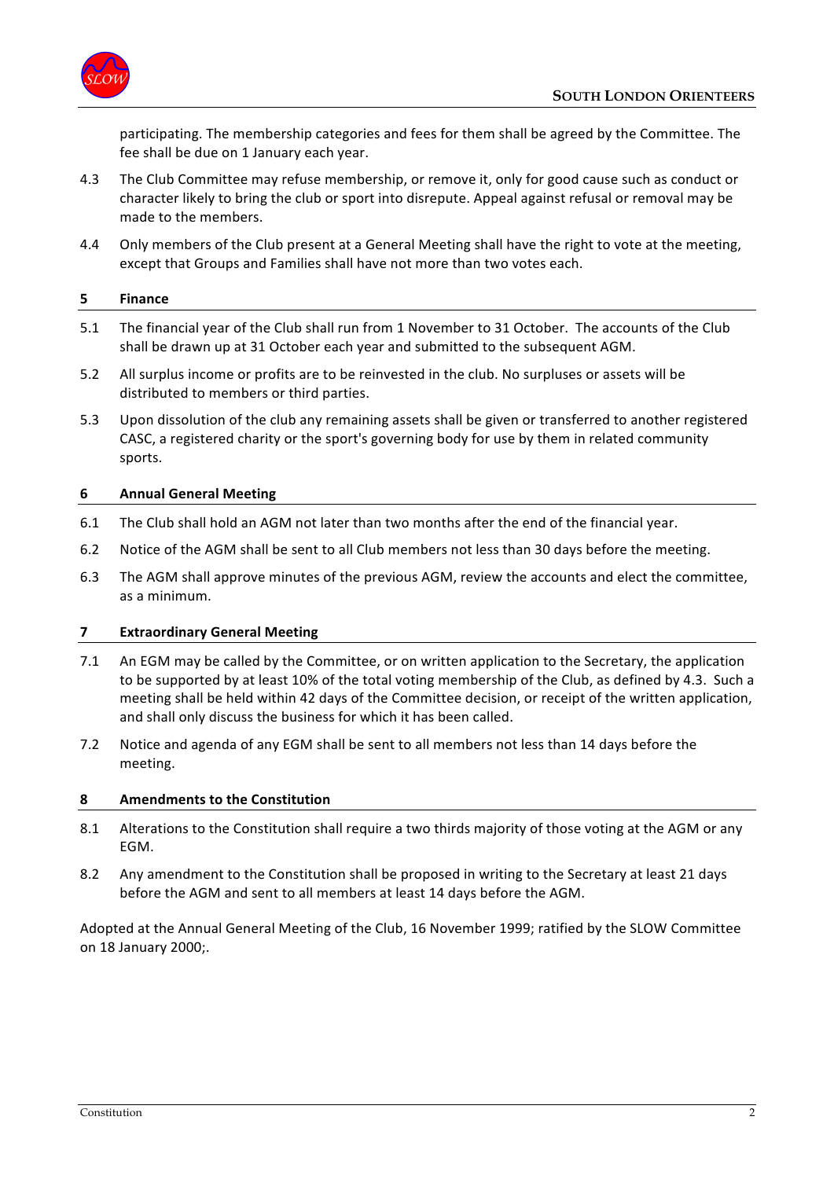participating. The membership categories and fees for them shall be agreed by the Committee. The fee shall be due on 1 January each year.

4.3 The Club Committee may refuse membership, or remove it, only for good cause such as conduct or character likely to bring the club or sport into disrepute. Appeal against refusal or removal may be made to the members.

4.4 Only members of the Club present at a General Meeting shall have the right to vote at the meeting, except that Groups and Families shall have not more than two votes each.

## 5 Finance

5.1 The financial year of the Club shall run from 1 November to 31 October. The accounts of the Club shall be drawn up at 31 October each year and submitted to the subsequent AGM.

5.2 All surplus income or profits are to be reinvested in the club. No surpluses or assets will be distributed to members or third parties.

5.3 Upon dissolution of the club any remaining assets shall be given or transferred to another registered CASC, a registered charity or the sport's governing body for use by them in related community sports.

## 6 Annual General Meeting

6.1 The Club shall hold an AGM not later than two months after the end of the financial year.

6.2 Notice of the AGM shall be sent to all Club members not less than 30 days before the meeting.

6.3 The AGM shall approve minutes of the previous AGM, review the accounts and elect the committee, as a minimum.

## 7 Extraordinary General Meeting

7.1 An EGM may be called by the Committee, or on written application to the Secretary, the application to be supported by at least 10% of the total voting membership of the Club, as defined by 4.3. Such a meeting shall be held within 42 days of the Committee decision, or receipt of the written application, and shall only discuss the business for which it has been called.

7.2 Notice and agenda of any EGM shall be sent to all members not less than 14 days before the meeting.

## 8 Amendments to the Constitution

8.1 Alterations to the Constitution shall require a two thirds majority of those voting at the AGM or any EGM.

8.2 Any amendment to the Constitution shall be proposed in writing to the Secretary at least 21 days before the AGM and sent to all members at least 14 days before the AGM.

Adopted at the Annual General Meeting of the Club, 16 November 1999; ratified by the SLOW Committee on 18 January 2000;.